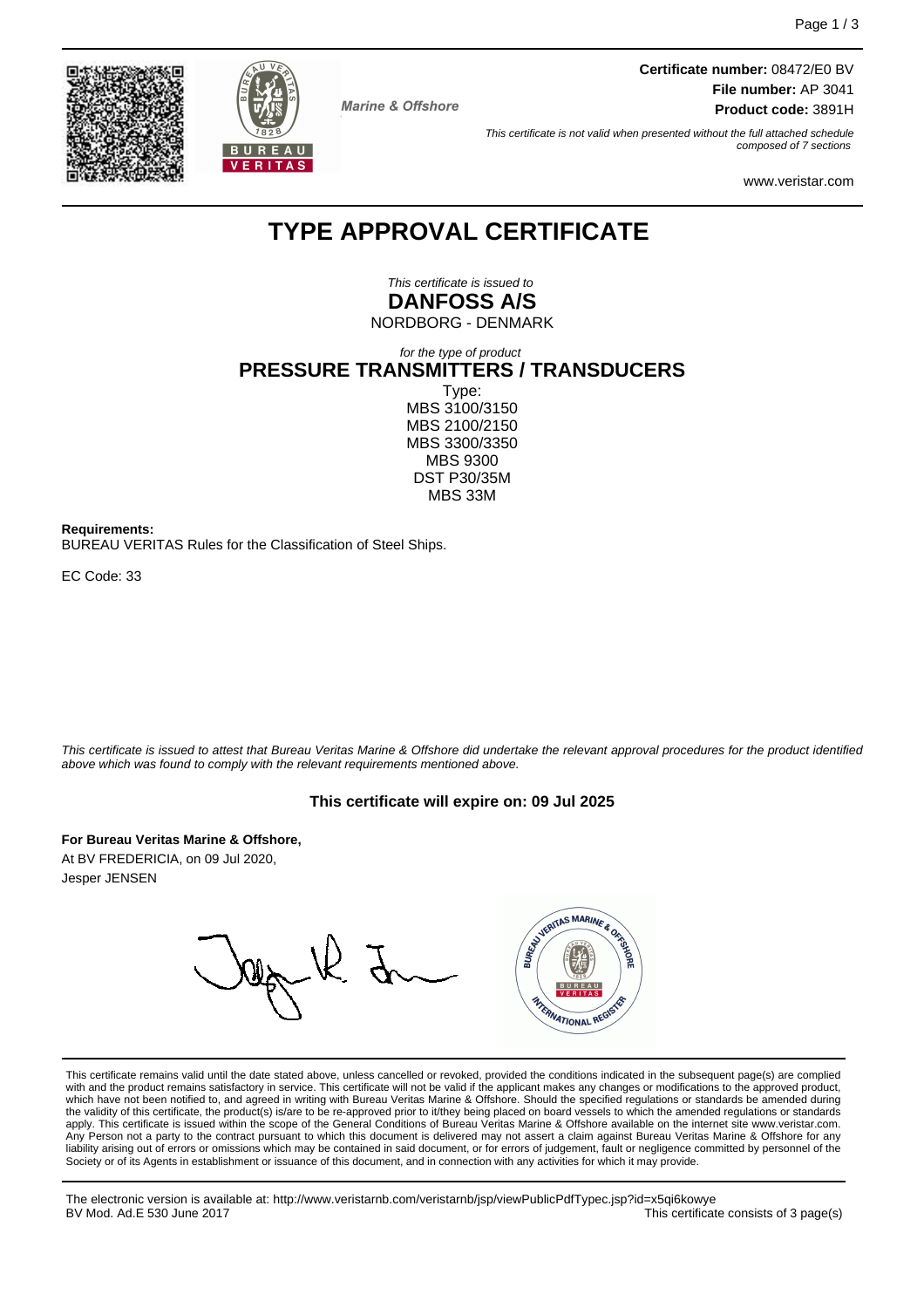Marine & Offshore

**Certificate number:** 08472/E0 BV
**File number:** AP 3041
**Product code:** 3891H

*This certificate is not valid when presented without the full attached schedule composed of 7 sections*

www.veristar.com

# TYPE APPROVAL CERTIFICATE

*This certificate is issued to*
**DANFOSS A/S**
NORDBORG - DENMARK

*for the type of product*
## PRESSURE TRANSMITTERS / TRANSDUCERS

Type:
MBS 3100/3150
MBS 2100/2150
MBS 3300/3350
MBS 9300
DST P30/35M
MBS 33M

**Requirements:**
BUREAU VERITAS Rules for the Classification of Steel Ships.

EC Code: 33

*This certificate is issued to attest that Bureau Veritas Marine & Offshore did undertake the relevant approval procedures for the product identified above which was found to comply with the relevant requirements mentioned above.*

**This certificate will expire on: 09 Jul 2025**

**For Bureau Veritas Marine & Offshore,**
At BV FREDERICIA, on 09 Jul 2020,
Jesper JENSEN

This certificate remains valid until the date stated above, unless cancelled or revoked, provided the conditions indicated in the subsequent page(s) are complied with and the product remains satisfactory in service. This certificate will not be valid if the applicant makes any changes or modifications to the approved product, which have not been notified to, and agreed in writing with Bureau Veritas Marine & Offshore. Should the specified regulations or standards be amended during the validity of this certificate, the product(s) is/are to be re-approved prior to it/they being placed on board vessels to which the amended regulations or standards apply. This certificate is issued within the scope of the General Conditions of Bureau Veritas Marine & Offshore available on the internet site www.veristar.com. Any Person not a party to the contract pursuant to which this document is delivered may not assert a claim against Bureau Veritas Marine & Offshore for any liability arising out of errors or omissions which may be contained in said document, or for errors of judgement, fault or negligence committed by personnel of the Society or of its Agents in establishment or issuance of this document, and in connection with any activities for which it may provide.

The electronic version is available at: http://www.veristarnb.com/veristarnb/jsp/viewPublicPdfTypec.jsp?id=x5qi6kowye
BV Mod. Ad.E 530 June 2017
This certificate consists of 3 page(s)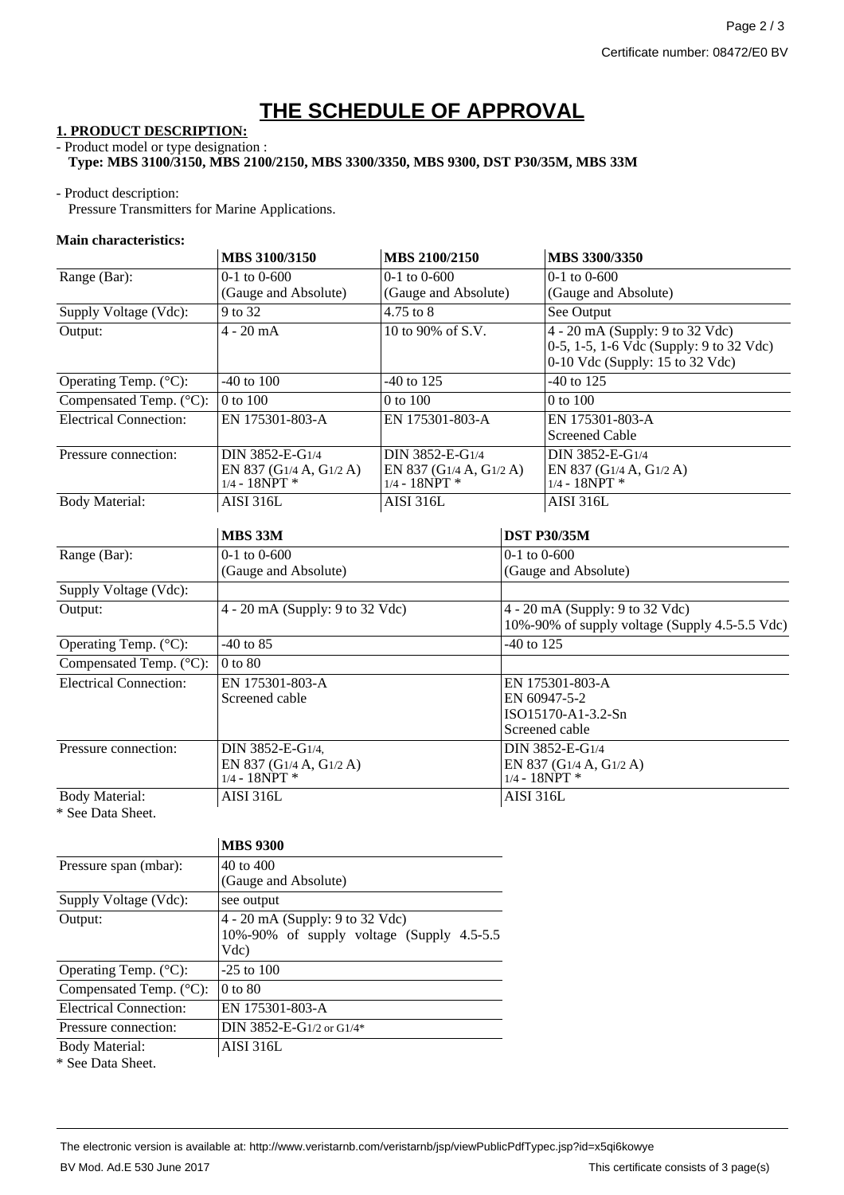Certificate number: 08472/E0 BV

# THE SCHEDULE OF APPROVAL

**1. PRODUCT DESCRIPTION:**

- Product model or type designation :
  **Type: MBS 3100/3150, MBS 2100/2150, MBS 3300/3350, MBS 9300, DST P30/35M, MBS 33M**

- Product description:
  Pressure Transmitters for Marine Applications.

**Main characteristics:**

| | MBS 3100/3150 | MBS 2100/2150 | MBS 3300/3350 |
|---|---|---|---|
| Range (Bar): | 0-1 to 0-600 (Gauge and Absolute) | 0-1 to 0-600 (Gauge and Absolute) | 0-1 to 0-600 (Gauge and Absolute) |
| Supply Voltage (Vdc): | 9 to 32 | 4.75 to 8 | See Output |
| Output: | 4 - 20 mA | 10 to 90% of S.V. | 4 - 20 mA (Supply: 9 to 32 Vdc)<br>0-5, 1-5, 1-6 Vdc (Supply: 9 to 32 Vdc)<br>0-10 Vdc (Supply: 15 to 32 Vdc) |
| Operating Temp. (°C): | -40 to 100 | -40 to 125 | -40 to 125 |
| Compensated Temp. (°C): | 0 to 100 | 0 to 100 | 0 to 100 |
| Electrical Connection: | EN 175301-803-A | EN 175301-803-A | EN 175301-803-A<br>Screened Cable |
| Pressure connection: | DIN 3852-E-G1/4<br>EN 837 (G1/4 A, G1/2 A)<br>1/4 - 18NPT * | DIN 3852-E-G1/4<br>EN 837 (G1/4 A, G1/2 A)<br>1/4 - 18NPT * | DIN 3852-E-G1/4<br>EN 837 (G1/4 A, G1/2 A)<br>1/4 - 18NPT * |
| Body Material: | AISI 316L | AISI 316L | AISI 316L |

| | MBS 33M | DST P30/35M |
|---|---|---|
| Range (Bar): | 0-1 to 0-600 (Gauge and Absolute) | 0-1 to 0-600 (Gauge and Absolute) |
| Supply Voltage (Vdc): | | |
| Output: | 4 - 20 mA (Supply: 9 to 32 Vdc) | 4 - 20 mA (Supply: 9 to 32 Vdc)<br>10%-90% of supply voltage (Supply 4.5-5.5 Vdc) |
| Operating Temp. (°C): | -40 to 85 | -40 to 125 |
| Compensated Temp. (°C): | 0 to 80 | |
| Electrical Connection: | EN 175301-803-A<br>Screened cable | EN 175301-803-A<br>EN 60947-5-2<br>ISO15170-A1-3.2-Sn<br>Screened cable |
| Pressure connection: | DIN 3852-E-G1/4,<br>EN 837 (G1/4 A, G1/2 A)<br>1/4 - 18NPT * | DIN 3852-E-G1/4<br>EN 837 (G1/4 A, G1/2 A)<br>1/4 - 18NPT * |
| Body Material: | AISI 316L | AISI 316L |

* See Data Sheet.

| | MBS 9300 |
|---|---|
| Pressure span (mbar): | 40 to 400 (Gauge and Absolute) |
| Supply Voltage (Vdc): | see output |
| Output: | 4 - 20 mA (Supply: 9 to 32 Vdc)<br>10%-90% of supply voltage (Supply 4.5-5.5 Vdc) |
| Operating Temp. (°C): | -25 to 100 |
| Compensated Temp. (°C): | 0 to 80 |
| Electrical Connection: | EN 175301-803-A |
| Pressure connection: | DIN 3852-E-G1/2 or G1/4* |
| Body Material: | AISI 316L |

* See Data Sheet.

The electronic version is available at: http://www.veristarnb.com/veristarnb/jsp/viewPublicPdfTypec.jsp?id=x5qi6kowye

BV Mod. Ad.E 530 June 2017

This certificate consists of 3 page(s)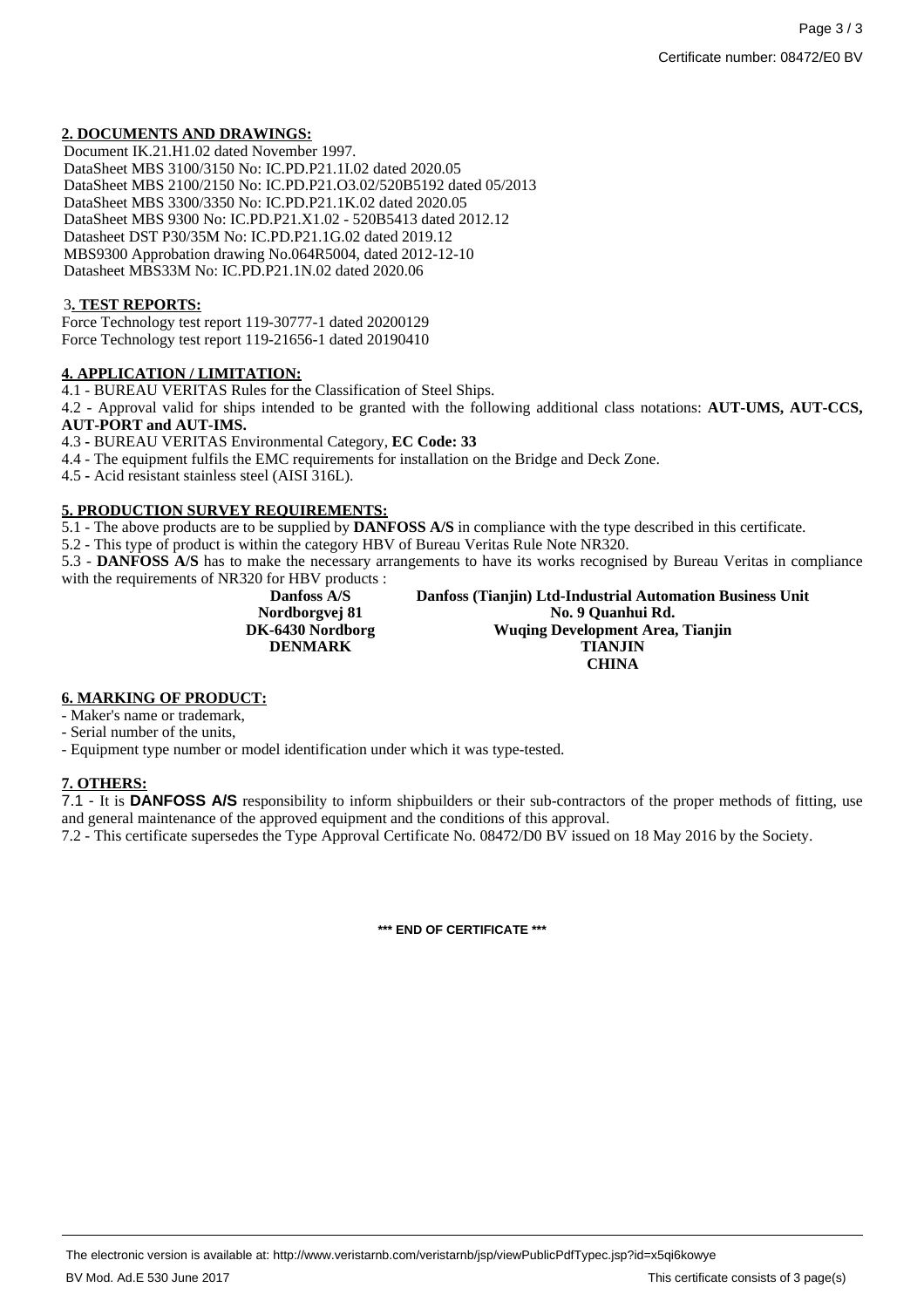## 2. DOCUMENTS AND DRAWINGS:

Document IK.21.H1.02 dated November 1997.
DataSheet MBS 3100/3150 No: IC.PD.P21.1I.02 dated 2020.05
DataSheet MBS 2100/2150 No: IC.PD.P21.O3.02/520B5192 dated 05/2013
DataSheet MBS 3300/3350 No: IC.PD.P21.1K.02 dated 2020.05
DataSheet MBS 9300 No: IC.PD.P21.X1.02 - 520B5413 dated 2012.12
Datasheet DST P30/35M No: IC.PD.P21.1G.02 dated 2019.12
MBS9300 Approbation drawing No.064R5004, dated 2012-12-10
Datasheet MBS33M No: IC.PD.P21.1N.02 dated 2020.06

## 3. TEST REPORTS:

Force Technology test report 119-30777-1 dated 20200129
Force Technology test report 119-21656-1 dated 20190410

## 4. APPLICATION / LIMITATION:

4.1 - BUREAU VERITAS Rules for the Classification of Steel Ships.
4.2 - Approval valid for ships intended to be granted with the following additional class notations: **AUT-UMS, AUT-CCS, AUT-PORT and AUT-IMS.**
4.3 - BUREAU VERITAS Environmental Category, **EC Code: 33**
4.4 - The equipment fulfils the EMC requirements for installation on the Bridge and Deck Zone.
4.5 - Acid resistant stainless steel (AISI 316L).

## 5. PRODUCTION SURVEY REQUIREMENTS:

5.1 - The above products are to be supplied by **DANFOSS A/S** in compliance with the type described in this certificate.
5.2 - This type of product is within the category HBV of Bureau Veritas Rule Note NR320.
5.3 - **DANFOSS A/S** has to make the necessary arrangements to have its works recognised by Bureau Veritas in compliance with the requirements of NR320 for HBV products :

| | |
|---|---|
| **Danfoss A/S** | **Danfoss (Tianjin) Ltd-Industrial Automation Business Unit** |
| **Nordborgvej 81** | **No. 9 Quanhui Rd.** |
| **DK-6430 Nordborg** | **Wuqing Development Area, Tianjin** |
| **DENMARK** | **TIANJIN** |
| | **CHINA** |

## 6. MARKING OF PRODUCT:

- Maker's name or trademark,
- Serial number of the units,
- Equipment type number or model identification under which it was type-tested.

## 7. OTHERS:

7.1 - It is **DANFOSS A/S** responsibility to inform shipbuilders or their sub-contractors of the proper methods of fitting, use and general maintenance of the approved equipment and the conditions of this approval.
7.2 - This certificate supersedes the Type Approval Certificate No. 08472/D0 BV issued on 18 May 2016 by the Society.

**\*\*\* END OF CERTIFICATE \*\*\***

The electronic version is available at: http://www.veristarnb.com/veristarnb/jsp/viewPublicPdfTypec.jsp?id=x5qi6kowye